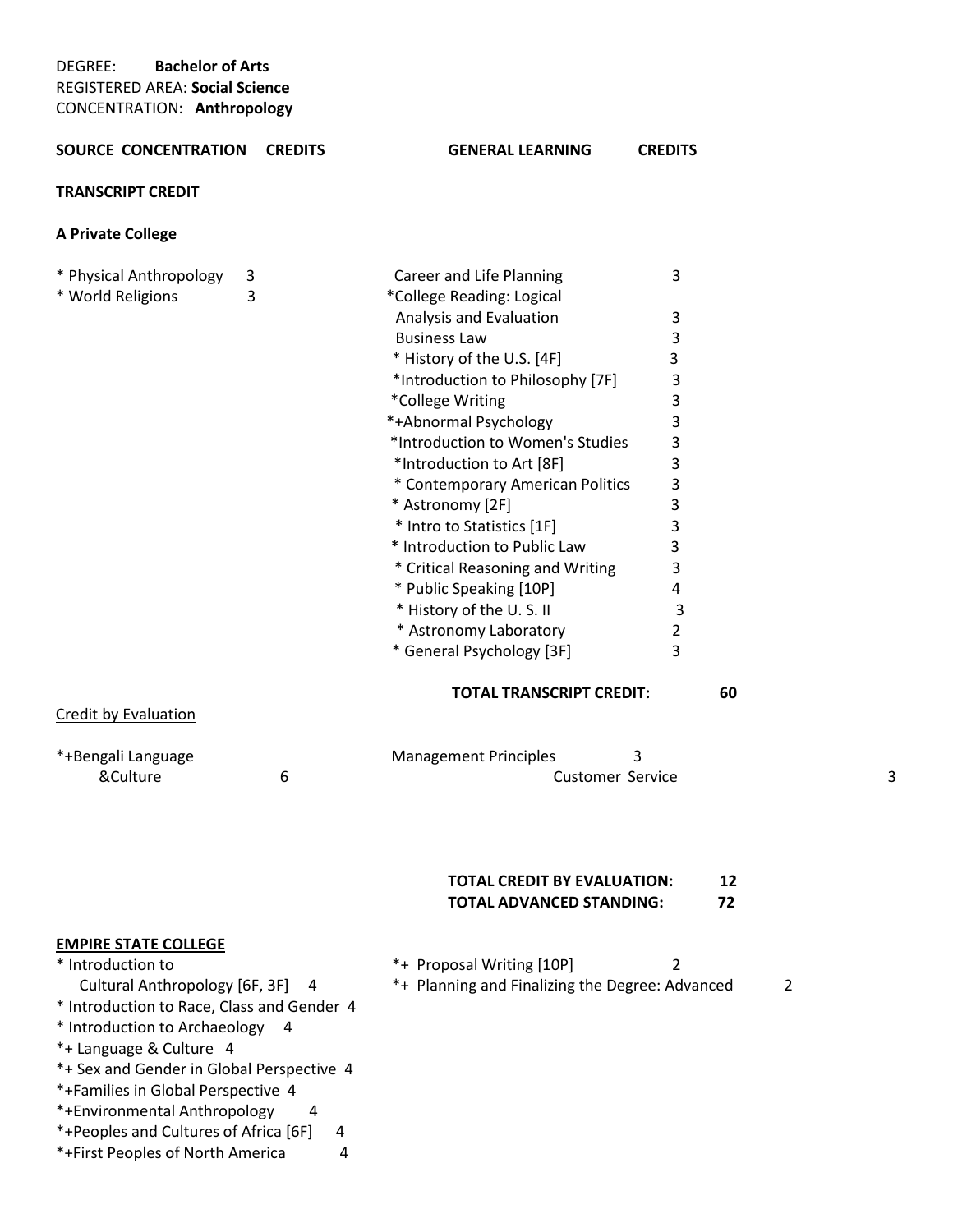DEGREE: **Bachelor of Arts**
REGISTERED AREA: **Social Science**
CONCENTRATION: **Anthropology**

| SOURCE CONCENTRATION | CREDITS | GENERAL LEARNING | CREDITS |
|---|---|---|---|

**TRANSCRIPT CREDIT**

**A Private College**

| Concentration | Credits | General Learning | Credits |
|---|---|---|---|
| * Physical Anthropology | 3 | Career and Life Planning | 3 |
| * World Religions | 3 | *College Reading: Logical Analysis and Evaluation | 3 |
| | | Business Law | 3 |
| | | * History of the U.S. [4F] | 3 |
| | | *Introduction to Philosophy [7F] | 3 |
| | | *College Writing | 3 |
| | | *+Abnormal Psychology | 3 |
| | | *Introduction to Women's Studies | 3 |
| | | *Introduction to Art [8F] | 3 |
| | | * Contemporary American Politics | 3 |
| | | * Astronomy [2F] | 3 |
| | | * Intro to Statistics [1F] | 3 |
| | | * Introduction to Public Law | 3 |
| | | * Critical Reasoning and Writing | 3 |
| | | * Public Speaking [10P] | 4 |
| | | * History of the U. S. II | 3 |
| | | * Astronomy Laboratory | 2 |
| | | * General Psychology [3F] | 3 |

**TOTAL TRANSCRIPT CREDIT: 60**

Credit by Evaluation

| Concentration | Credits | General Learning | Credits |
|---|---|---|---|
| *+Bengali Language &Culture | 6 | Management Principles | 3 |
| | | Customer Service | 3 |

**TOTAL CREDIT BY EVALUATION: 12**
**TOTAL ADVANCED STANDING: 72**

**EMPIRE STATE COLLEGE**

| Concentration | Credits | General Learning | Credits |
|---|---|---|---|
| * Introduction to Cultural Anthropology [6F, 3F] | 4 | *+ Proposal Writing [10P] | 2 |
| * Introduction to Race, Class and Gender | 4 | *+ Planning and Finalizing the Degree: Advanced | 2 |
| * Introduction to Archaeology | 4 | | |
| *+ Language & Culture | 4 | | |
| *+ Sex and Gender in Global Perspective | 4 | | |
| *+Families in Global Perspective | 4 | | |
| *+Environmental Anthropology | 4 | | |
| *+Peoples and Cultures of Africa [6F] | 4 | | |
| *+First Peoples of North America | 4 | | |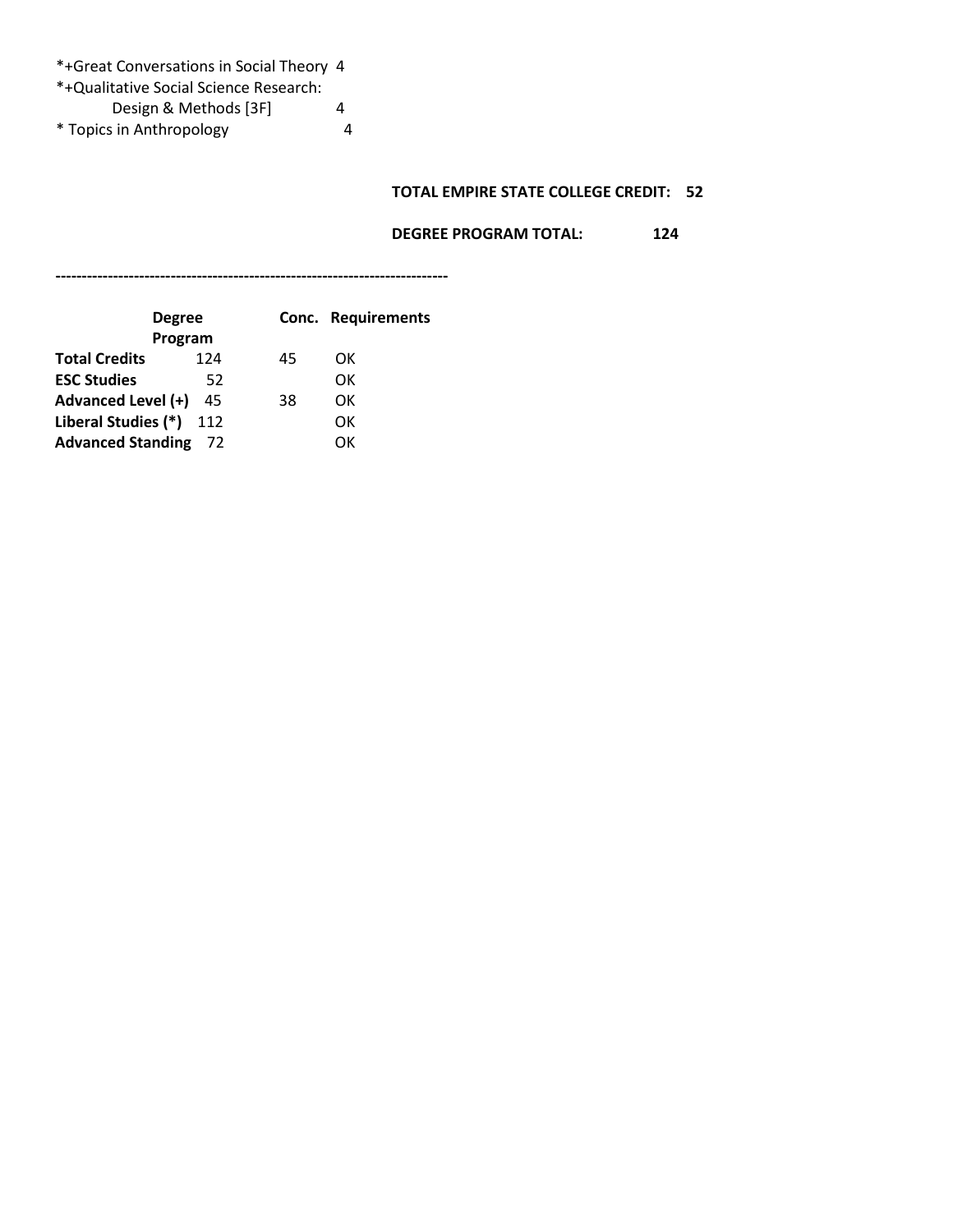*+Great Conversations in Social Theory 4

*+Qualitative Social Science Research:

Design & Methods [3F] 4

* Topics in Anthropology 4

**TOTAL EMPIRE STATE COLLEGE CREDIT: 52**

**DEGREE PROGRAM TOTAL: 124**

---

| | Degree Program | Conc. | Requirements |
|---|---|---|---|
| **Total Credits** | 124 | 45 | OK |
| **ESC Studies** | 52 | | OK |
| **Advanced Level (+)** | 45 | 38 | OK |
| **Liberal Studies (*)** | 112 | | OK |
| **Advanced Standing** | 72 | | OK |